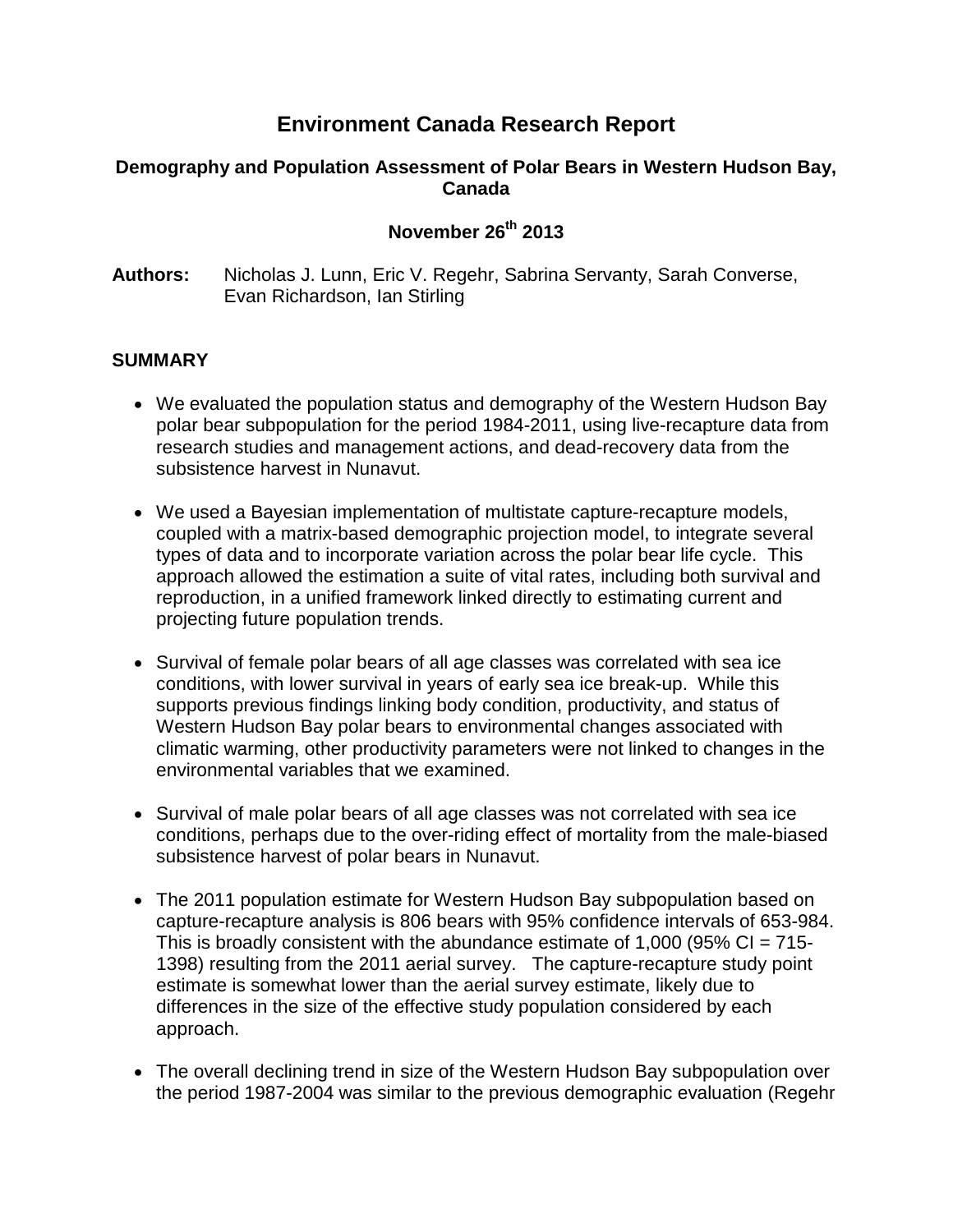# Environment Canada Research Report

### Demography and Population Assessment of Polar Bears in Western Hudson Bay, Canada

### November 26th 2013

**Authors:** Nicholas J. Lunn, Eric V. Regehr, Sabrina Servanty, Sarah Converse, Evan Richardson, Ian Stirling

## SUMMARY

- We evaluated the population status and demography of the Western Hudson Bay polar bear subpopulation for the period 1984-2011, using live-recapture data from research studies and management actions, and dead-recovery data from the subsistence harvest in Nunavut.

- We used a Bayesian implementation of multistate capture-recapture models, coupled with a matrix-based demographic projection model, to integrate several types of data and to incorporate variation across the polar bear life cycle. This approach allowed the estimation a suite of vital rates, including both survival and reproduction, in a unified framework linked directly to estimating current and projecting future population trends.

- Survival of female polar bears of all age classes was correlated with sea ice conditions, with lower survival in years of early sea ice break-up. While this supports previous findings linking body condition, productivity, and status of Western Hudson Bay polar bears to environmental changes associated with climatic warming, other productivity parameters were not linked to changes in the environmental variables that we examined.

- Survival of male polar bears of all age classes was not correlated with sea ice conditions, perhaps due to the over-riding effect of mortality from the male-biased subsistence harvest of polar bears in Nunavut.

- The 2011 population estimate for Western Hudson Bay subpopulation based on capture-recapture analysis is 806 bears with 95% confidence intervals of 653-984. This is broadly consistent with the abundance estimate of 1,000 (95% CI = 715-1398) resulting from the 2011 aerial survey. The capture-recapture study point estimate is somewhat lower than the aerial survey estimate, likely due to differences in the size of the effective study population considered by each approach.

- The overall declining trend in size of the Western Hudson Bay subpopulation over the period 1987-2004 was similar to the previous demographic evaluation (Regehr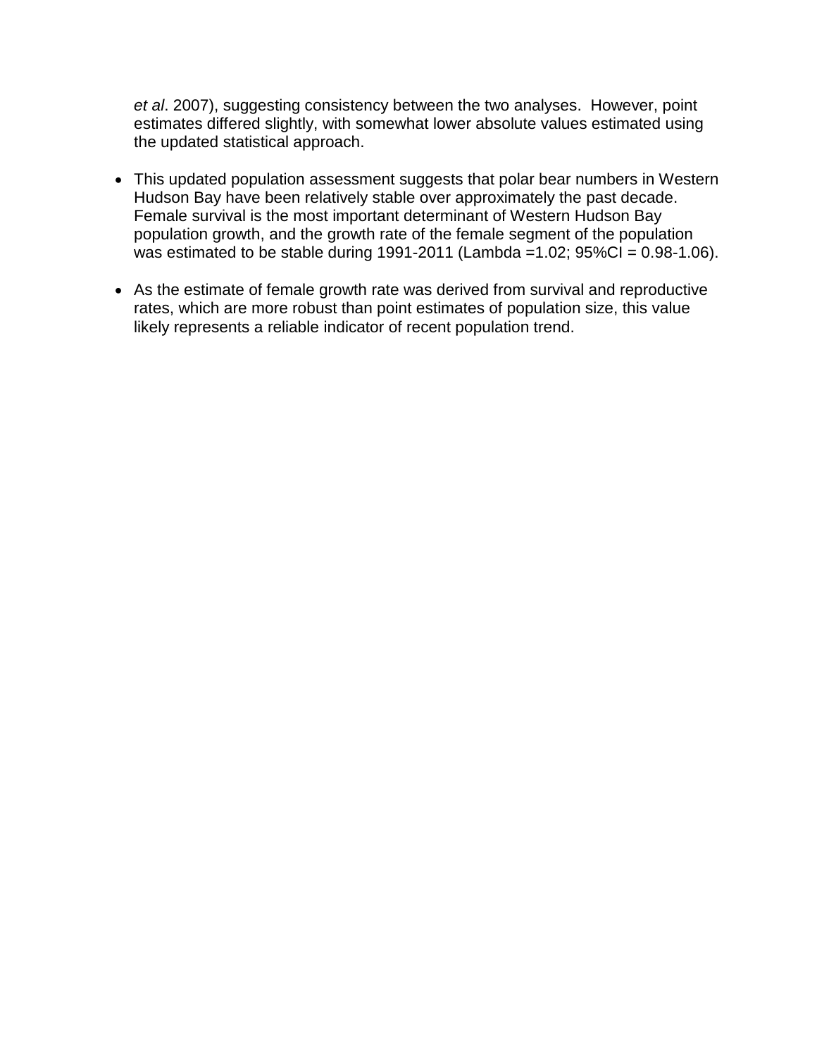*et al*. 2007), suggesting consistency between the two analyses. However, point estimates differed slightly, with somewhat lower absolute values estimated using the updated statistical approach.

- This updated population assessment suggests that polar bear numbers in Western Hudson Bay have been relatively stable over approximately the past decade. Female survival is the most important determinant of Western Hudson Bay population growth, and the growth rate of the female segment of the population was estimated to be stable during 1991-2011 (Lambda =1.02; 95%CI = 0.98-1.06).

- As the estimate of female growth rate was derived from survival and reproductive rates, which are more robust than point estimates of population size, this value likely represents a reliable indicator of recent population trend.